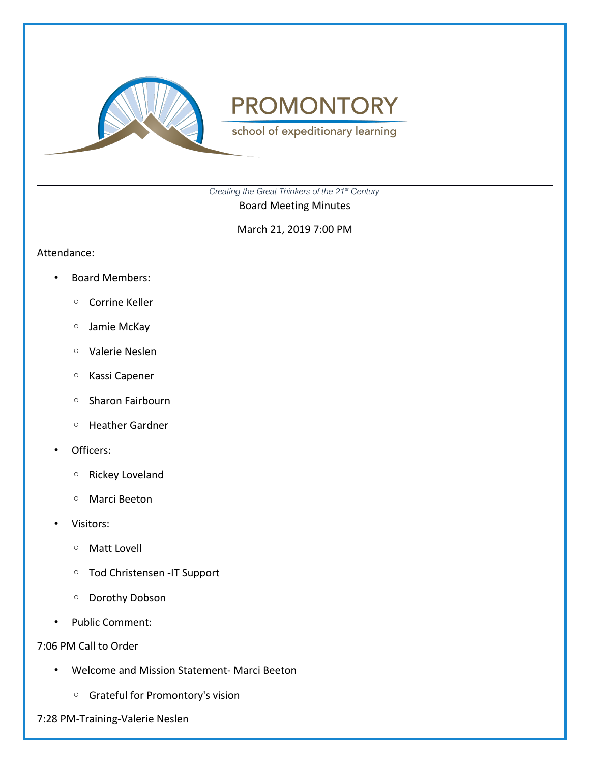PROMONTORY

school of expeditionary learning

*Creating the Great Thinkers of the 21st Century*

Board Meeting Minutes

March 21, 2019 7:00 PM

Attendance:

- Board Members:
  - Corrine Keller
  - Jamie McKay
  - Valerie Neslen
  - Kassi Capener
  - Sharon Fairbourn
  - Heather Gardner
- Officers:
  - Rickey Loveland
  - Marci Beeton
- Visitors:
  - Matt Lovell
  - Tod Christensen -IT Support
  - Dorothy Dobson
- Public Comment:

7:06 PM Call to Order

- Welcome and Mission Statement- Marci Beeton
  - Grateful for Promontory's vision

7:28 PM-Training-Valerie Neslen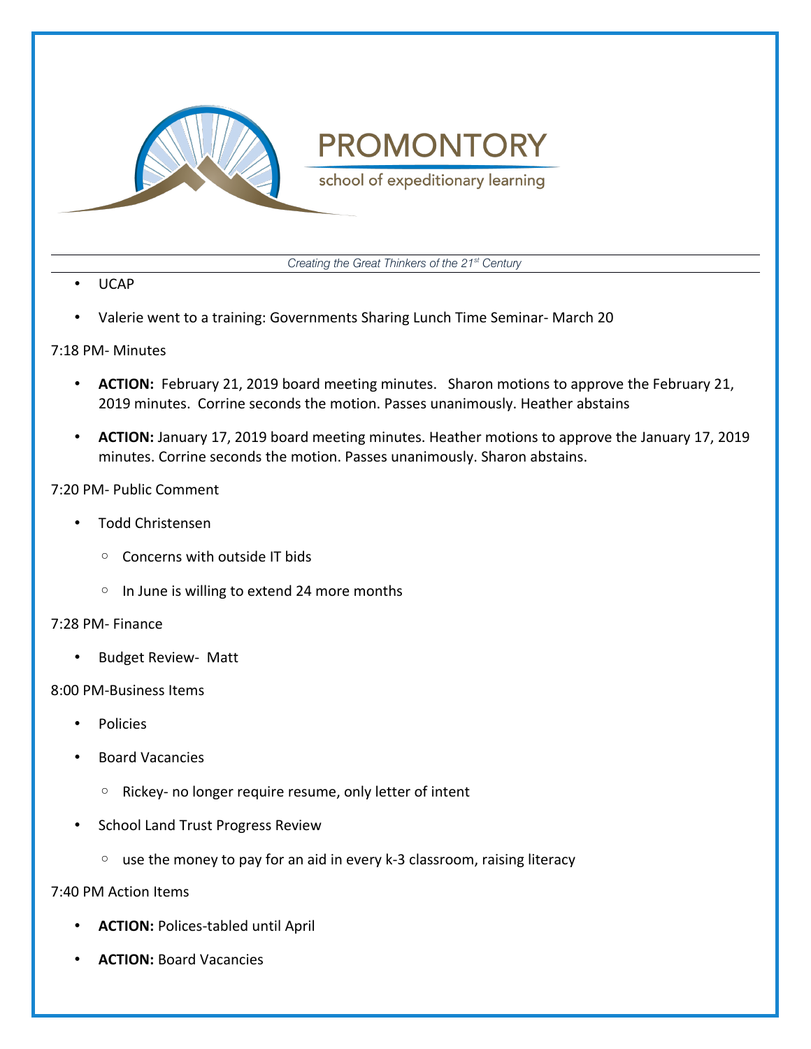- UCAP
- Valerie went to a training: Governments Sharing Lunch Time Seminar- March 20

7:18 PM- Minutes

- **ACTION:** February 21, 2019 board meeting minutes. Sharon motions to approve the February 21, 2019 minutes. Corrine seconds the motion. Passes unanimously. Heather abstains
- **ACTION:** January 17, 2019 board meeting minutes. Heather motions to approve the January 17, 2019 minutes. Corrine seconds the motion. Passes unanimously. Sharon abstains.

7:20 PM- Public Comment

- Todd Christensen
  - Concerns with outside IT bids
  - In June is willing to extend 24 more months

7:28 PM- Finance

- Budget Review- Matt

8:00 PM-Business Items

- Policies
- Board Vacancies
  - Rickey- no longer require resume, only letter of intent
- School Land Trust Progress Review
  - use the money to pay for an aid in every k-3 classroom, raising literacy

7:40 PM Action Items

- **ACTION:** Polices-tabled until April
- **ACTION:** Board Vacancies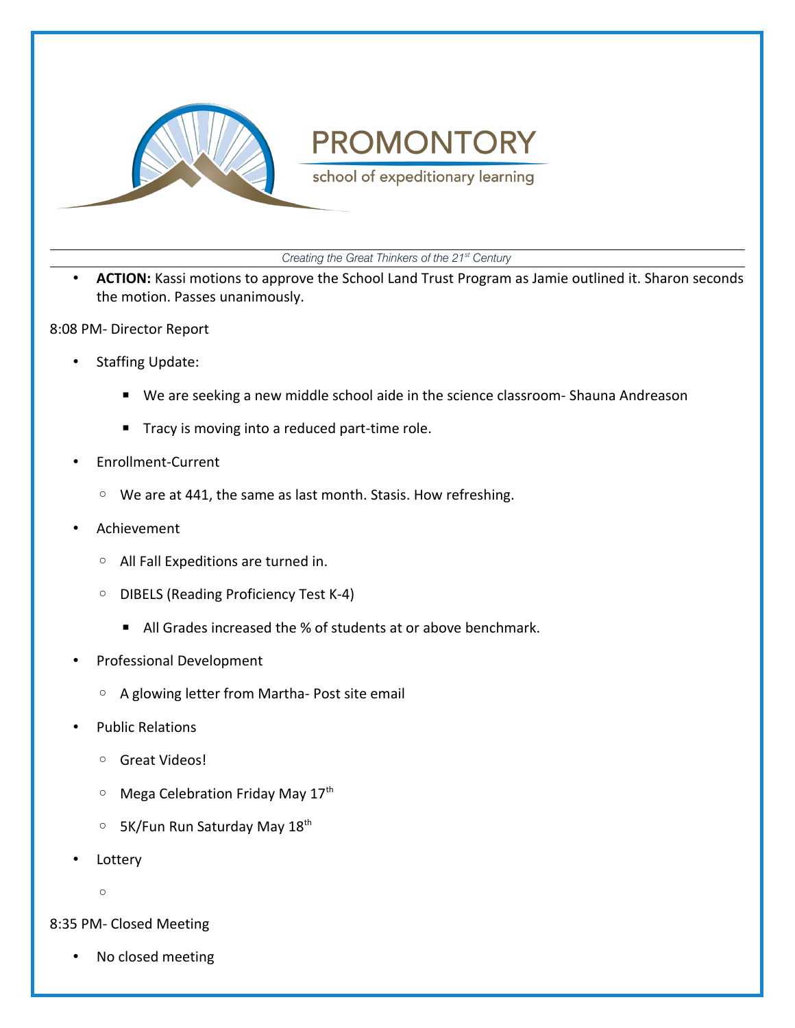- **ACTION:** Kassi motions to approve the School Land Trust Program as Jamie outlined it. Sharon seconds the motion. Passes unanimously.

8:08 PM- Director Report

- Staffing Update:
  - We are seeking a new middle school aide in the science classroom- Shauna Andreason
  - Tracy is moving into a reduced part-time role.
- Enrollment-Current
  - We are at 441, the same as last month. Stasis. How refreshing.
- Achievement
  - All Fall Expeditions are turned in.
  - DIBELS (Reading Proficiency Test K-4)
    - All Grades increased the % of students at or above benchmark.
- Professional Development
  - A glowing letter from Martha- Post site email
- Public Relations
  - Great Videos!
  - Mega Celebration Friday May 17th
  - 5K/Fun Run Saturday May 18th
- Lottery
  -

8:35 PM- Closed Meeting

- No closed meeting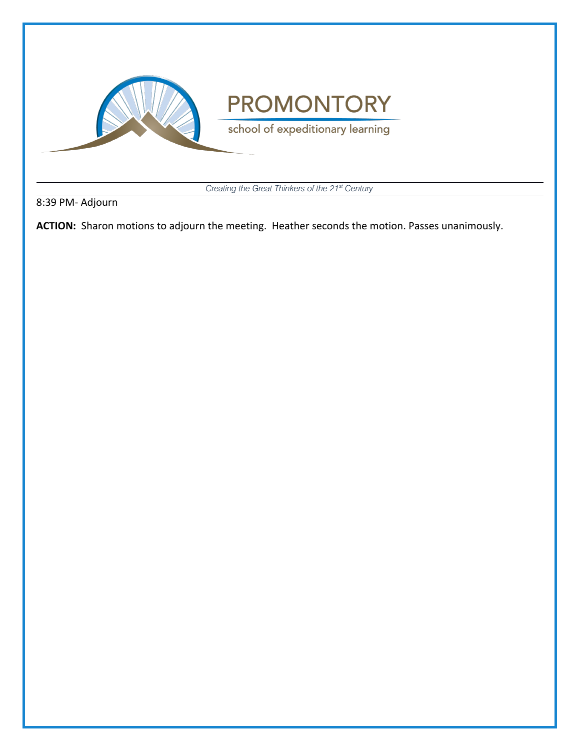8:39 PM- Adjourn

**ACTION:** Sharon motions to adjourn the meeting. Heather seconds the motion. Passes unanimously.